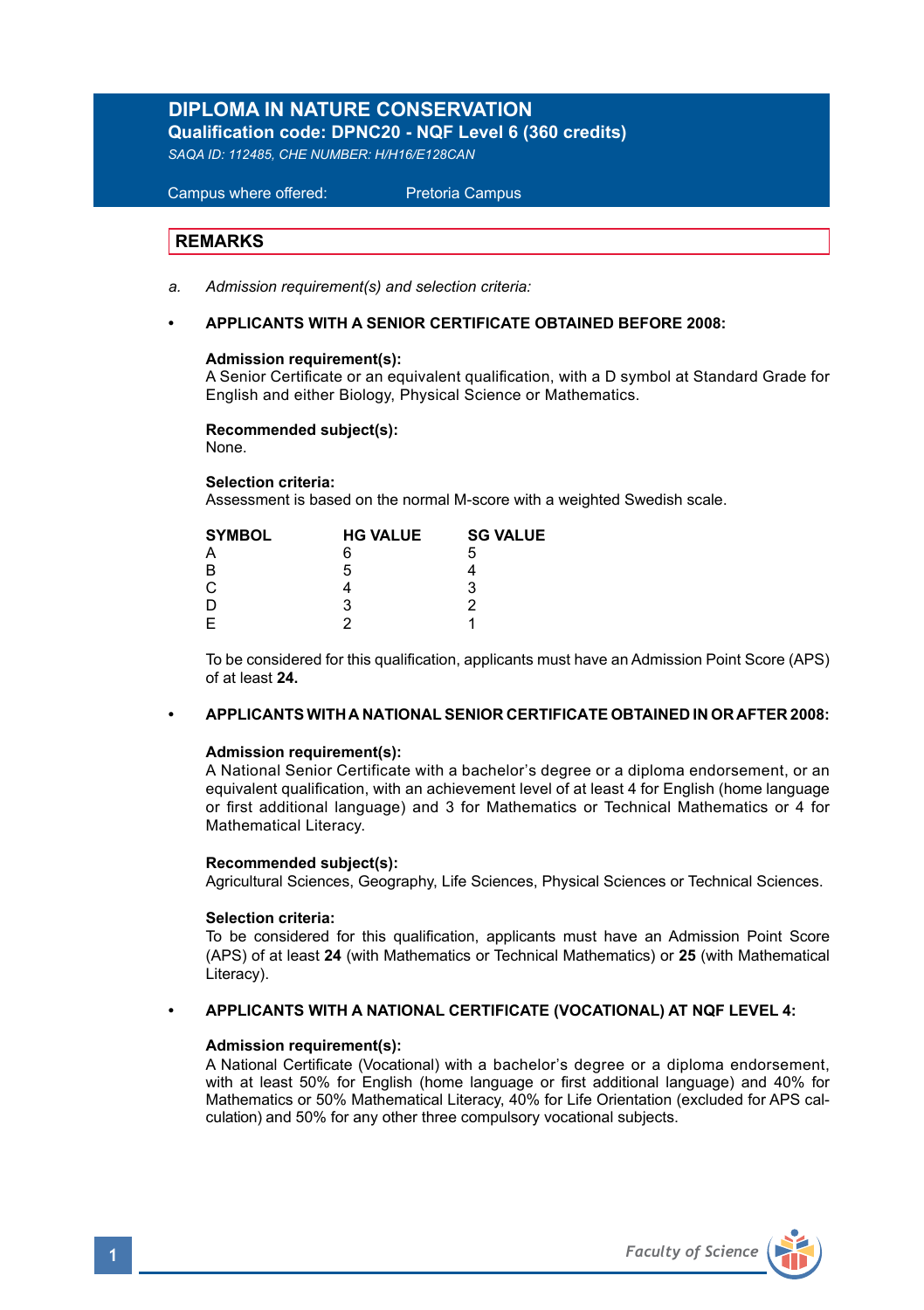# DIPLOMA IN NATURE CONSERVATION

**Qualification code: DPNC20 - NQF Level 6 (360 credits)**

*SAQA ID: 112485, CHE NUMBER: H/H16/E128CAN*

Campus where offered: Pretoria Campus

## REMARKS

a. *Admission requirement(s) and selection criteria:*

- **APPLICANTS WITH A SENIOR CERTIFICATE OBTAINED BEFORE 2008:**

  **Admission requirement(s):**
  A Senior Certificate or an equivalent qualification, with a D symbol at Standard Grade for English and either Biology, Physical Science or Mathematics.

  **Recommended subject(s):**
  None.

  **Selection criteria:**
  Assessment is based on the normal M-score with a weighted Swedish scale.

  | SYMBOL | HG VALUE | SG VALUE |
  |---|---|---|
  | A | 6 | 5 |
  | B | 5 | 4 |
  | C | 4 | 3 |
  | D | 3 | 2 |
  | E | 2 | 1 |

  To be considered for this qualification, applicants must have an Admission Point Score (APS) of at least **24.**

- **APPLICANTS WITH A NATIONAL SENIOR CERTIFICATE OBTAINED IN OR AFTER 2008:**

  **Admission requirement(s):**
  A National Senior Certificate with a bachelor's degree or a diploma endorsement, or an equivalent qualification, with an achievement level of at least 4 for English (home language or first additional language) and 3 for Mathematics or Technical Mathematics or 4 for Mathematical Literacy.

  **Recommended subject(s):**
  Agricultural Sciences, Geography, Life Sciences, Physical Sciences or Technical Sciences.

  **Selection criteria:**
  To be considered for this qualification, applicants must have an Admission Point Score (APS) of at least **24** (with Mathematics or Technical Mathematics) or **25** (with Mathematical Literacy).

- **APPLICANTS WITH A NATIONAL CERTIFICATE (VOCATIONAL) AT NQF LEVEL 4:**

  **Admission requirement(s):**
  A National Certificate (Vocational) with a bachelor's degree or a diploma endorsement, with at least 50% for English (home language or first additional language) and 40% for Mathematics or 50% Mathematical Literacy, 40% for Life Orientation (excluded for APS calculation) and 50% for any other three compulsory vocational subjects.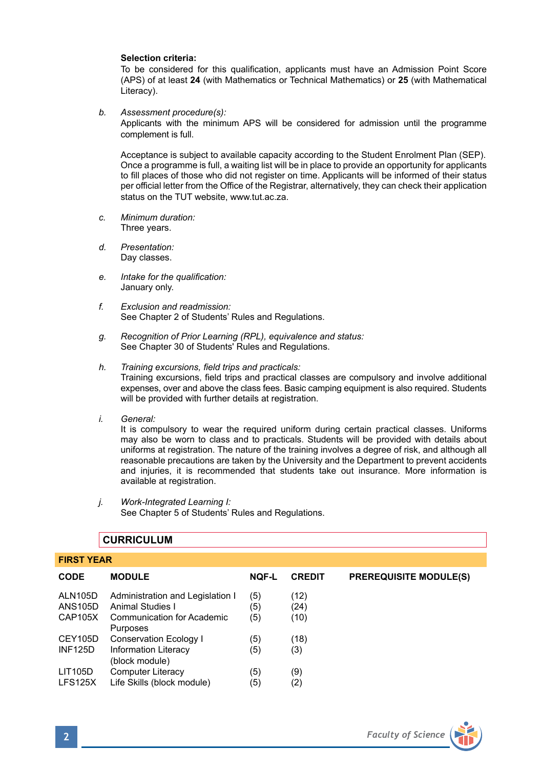**Selection criteria:**

To be considered for this qualification, applicants must have an Admission Point Score (APS) of at least **24** (with Mathematics or Technical Mathematics) or **25** (with Mathematical Literacy).

b. *Assessment procedure(s):*

Applicants with the minimum APS will be considered for admission until the programme complement is full.

Acceptance is subject to available capacity according to the Student Enrolment Plan (SEP). Once a programme is full, a waiting list will be in place to provide an opportunity for applicants to fill places of those who did not register on time. Applicants will be informed of their status per official letter from the Office of the Registrar, alternatively, they can check their application status on the TUT website, www.tut.ac.za.

c. *Minimum duration:*

Three years.

d. *Presentation:*

Day classes.

e. *Intake for the qualification:*

January only.

f. *Exclusion and readmission:*

See Chapter 2 of Students' Rules and Regulations.

g. *Recognition of Prior Learning (RPL), equivalence and status:*

See Chapter 30 of Students' Rules and Regulations.

h. *Training excursions, field trips and practicals:*

Training excursions, field trips and practical classes are compulsory and involve additional expenses, over and above the class fees. Basic camping equipment is also required. Students will be provided with further details at registration.

i. *General:*

It is compulsory to wear the required uniform during certain practical classes. Uniforms may also be worn to class and to practicals. Students will be provided with details about uniforms at registration. The nature of the training involves a degree of risk, and although all reasonable precautions are taken by the University and the Department to prevent accidents and injuries, it is recommended that students take out insurance. More information is available at registration.

j. *Work-Integrated Learning I:*

See Chapter 5 of Students' Rules and Regulations.

## CURRICULUM

### FIRST YEAR

| CODE | MODULE | NQF-L | CREDIT | PREREQUISITE MODULE(S) |
|---|---|---|---|---|
| ALN105D | Administration and Legislation I | (5) | (12) | |
| ANS105D | Animal Studies I | (5) | (24) | |
| CAP105X | Communication for Academic Purposes | (5) | (10) | |
| CEY105D | Conservation Ecology I | (5) | (18) | |
| INF125D | Information Literacy (block module) | (5) | (3) | |
| LIT105D | Computer Literacy | (5) | (9) | |
| LFS125X | Life Skills (block module) | (5) | (2) | |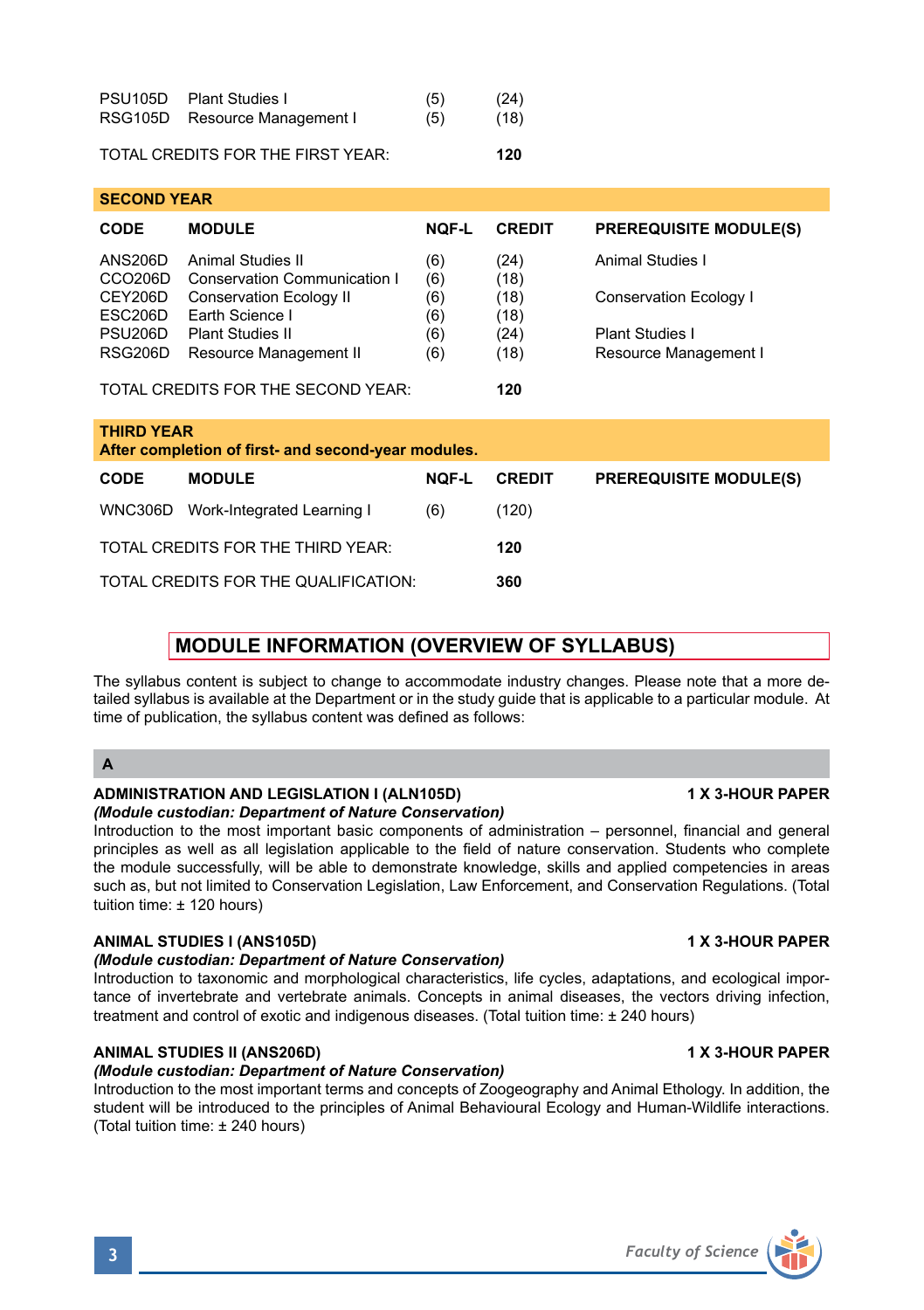| CODE | MODULE | NQF-L | CREDIT | PREREQUISITE MODULE(S) |
|---|---|---|---|---|
| PSU105D | Plant Studies I | (5) | (24) | |
| RSG105D | Resource Management I | (5) | (18) | |

TOTAL CREDITS FOR THE FIRST YEAR: **120**

**SECOND YEAR**

| CODE | MODULE | NQF-L | CREDIT | PREREQUISITE MODULE(S) |
|---|---|---|---|---|
| ANS206D | Animal Studies II | (6) | (24) | Animal Studies I |
| CCO206D | Conservation Communication I | (6) | (18) | |
| CEY206D | Conservation Ecology II | (6) | (18) | Conservation Ecology I |
| ESC206D | Earth Science I | (6) | (18) | |
| PSU206D | Plant Studies II | (6) | (24) | Plant Studies I |
| RSG206D | Resource Management II | (6) | (18) | Resource Management I |

TOTAL CREDITS FOR THE SECOND YEAR: **120**

**THIRD YEAR**
**After completion of first- and second-year modules.**

| CODE | MODULE | NQF-L | CREDIT | PREREQUISITE MODULE(S) |
|---|---|---|---|---|
| WNC306D | Work-Integrated Learning I | (6) | (120) | |

TOTAL CREDITS FOR THE THIRD YEAR: **120**

TOTAL CREDITS FOR THE QUALIFICATION: **360**

## MODULE INFORMATION (OVERVIEW OF SYLLABUS)

The syllabus content is subject to change to accommodate industry changes. Please note that a more detailed syllabus is available at the Department or in the study guide that is applicable to a particular module. At time of publication, the syllabus content was defined as follows:

### A

**ADMINISTRATION AND LEGISLATION I (ALN105D)** **1 X 3-HOUR PAPER**
***(Module custodian: Department of Nature Conservation)***
Introduction to the most important basic components of administration – personnel, financial and general principles as well as all legislation applicable to the field of nature conservation. Students who complete the module successfully, will be able to demonstrate knowledge, skills and applied competencies in areas such as, but not limited to Conservation Legislation, Law Enforcement, and Conservation Regulations. (Total tuition time: ± 120 hours)

**ANIMAL STUDIES I (ANS105D)** **1 X 3-HOUR PAPER**
***(Module custodian: Department of Nature Conservation)***
Introduction to taxonomic and morphological characteristics, life cycles, adaptations, and ecological importance of invertebrate and vertebrate animals. Concepts in animal diseases, the vectors driving infection, treatment and control of exotic and indigenous diseases. (Total tuition time: ± 240 hours)

**ANIMAL STUDIES II (ANS206D)** **1 X 3-HOUR PAPER**
***(Module custodian: Department of Nature Conservation)***
Introduction to the most important terms and concepts of Zoogeography and Animal Ethology. In addition, the student will be introduced to the principles of Animal Behavioural Ecology and Human-Wildlife interactions. (Total tuition time: ± 240 hours)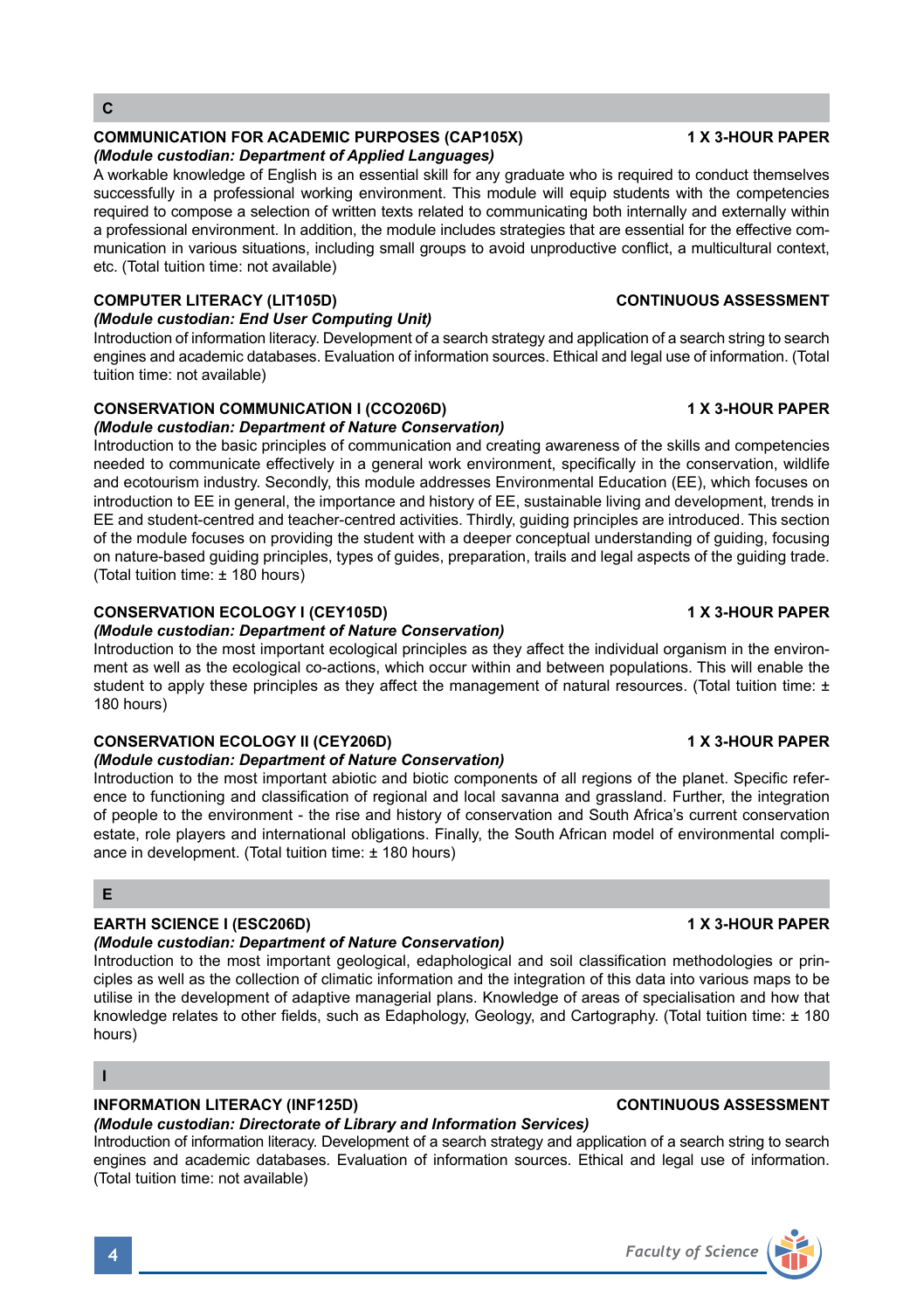## C

### COMMUNICATION FOR ACADEMIC PURPOSES (CAP105X) — 1 X 3-HOUR PAPER

***(Module custodian: Department of Applied Languages)***

A workable knowledge of English is an essential skill for any graduate who is required to conduct themselves successfully in a professional working environment. This module will equip students with the competencies required to compose a selection of written texts related to communicating both internally and externally within a professional environment. In addition, the module includes strategies that are essential for the effective communication in various situations, including small groups to avoid unproductive conflict, a multicultural context, etc. (Total tuition time: not available)

### COMPUTER LITERACY (LIT105D) — CONTINUOUS ASSESSMENT

***(Module custodian: End User Computing Unit)***

Introduction of information literacy. Development of a search strategy and application of a search string to search engines and academic databases. Evaluation of information sources. Ethical and legal use of information. (Total tuition time: not available)

### CONSERVATION COMMUNICATION I (CCO206D) — 1 X 3-HOUR PAPER

***(Module custodian: Department of Nature Conservation)***

Introduction to the basic principles of communication and creating awareness of the skills and competencies needed to communicate effectively in a general work environment, specifically in the conservation, wildlife and ecotourism industry. Secondly, this module addresses Environmental Education (EE), which focuses on introduction to EE in general, the importance and history of EE, sustainable living and development, trends in EE and student-centred and teacher-centred activities. Thirdly, guiding principles are introduced. This section of the module focuses on providing the student with a deeper conceptual understanding of guiding, focusing on nature-based guiding principles, types of guides, preparation, trails and legal aspects of the guiding trade. (Total tuition time: ± 180 hours)

### CONSERVATION ECOLOGY I (CEY105D) — 1 X 3-HOUR PAPER

***(Module custodian: Department of Nature Conservation)***

Introduction to the most important ecological principles as they affect the individual organism in the environment as well as the ecological co-actions, which occur within and between populations. This will enable the student to apply these principles as they affect the management of natural resources. (Total tuition time: ± 180 hours)

### CONSERVATION ECOLOGY II (CEY206D) — 1 X 3-HOUR PAPER

***(Module custodian: Department of Nature Conservation)***

Introduction to the most important abiotic and biotic components of all regions of the planet. Specific reference to functioning and classification of regional and local savanna and grassland. Further, the integration of people to the environment - the rise and history of conservation and South Africa's current conservation estate, role players and international obligations. Finally, the South African model of environmental compliance in development. (Total tuition time: ± 180 hours)

## E

### EARTH SCIENCE I (ESC206D) — 1 X 3-HOUR PAPER

***(Module custodian: Department of Nature Conservation)***

Introduction to the most important geological, edaphological and soil classification methodologies or principles as well as the collection of climatic information and the integration of this data into various maps to be utilise in the development of adaptive managerial plans. Knowledge of areas of specialisation and how that knowledge relates to other fields, such as Edaphology, Geology, and Cartography. (Total tuition time: ± 180 hours)

## I

### INFORMATION LITERACY (INF125D) — CONTINUOUS ASSESSMENT

***(Module custodian: Directorate of Library and Information Services)***

Introduction of information literacy. Development of a search strategy and application of a search string to search engines and academic databases. Evaluation of information sources. Ethical and legal use of information. (Total tuition time: not available)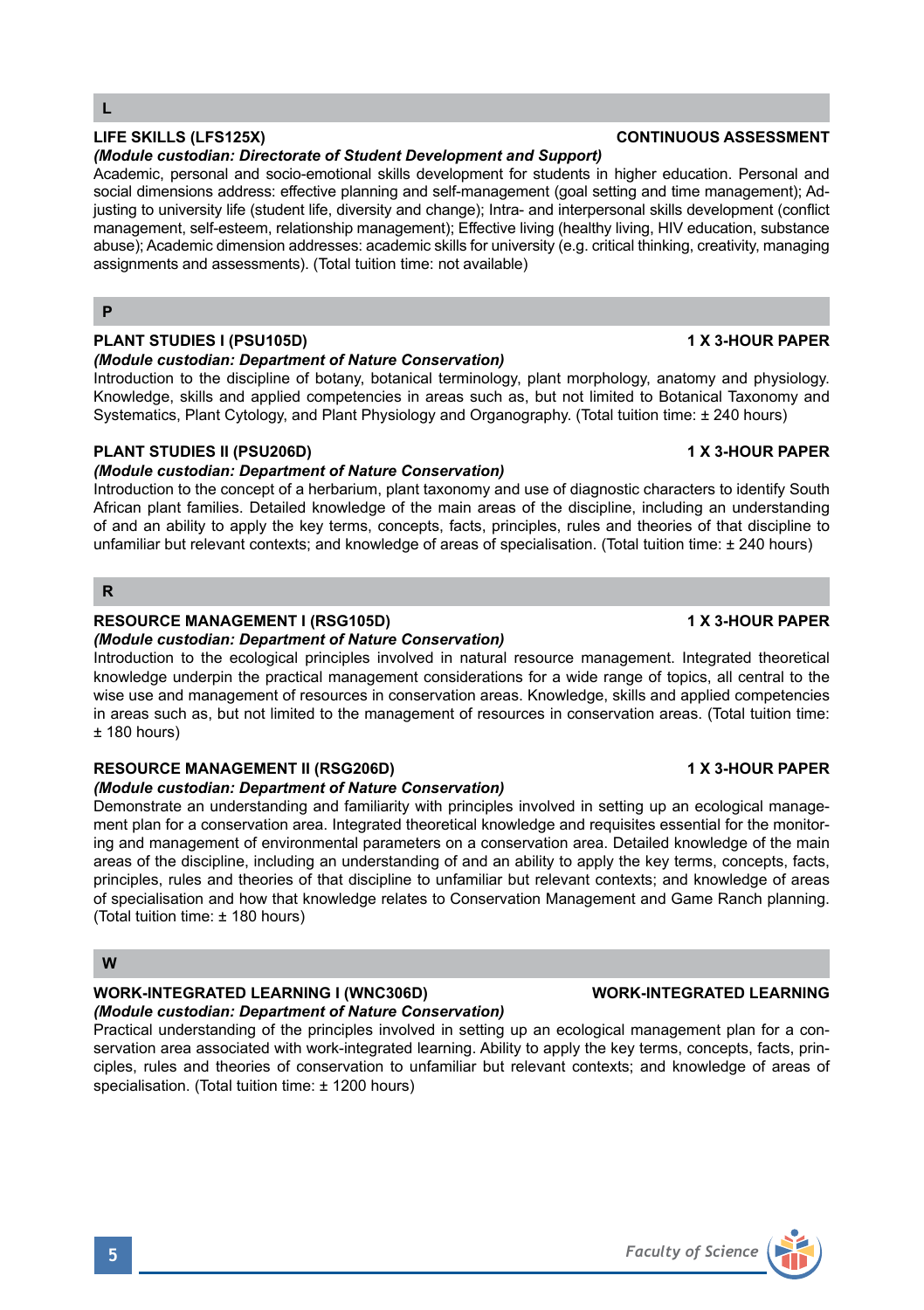## L

**LIFE SKILLS (LFS125X)** **CONTINUOUS ASSESSMENT**

***(Module custodian: Directorate of Student Development and Support)***

Academic, personal and socio-emotional skills development for students in higher education. Personal and social dimensions address: effective planning and self-management (goal setting and time management); Adjusting to university life (student life, diversity and change); Intra- and interpersonal skills development (conflict management, self-esteem, relationship management); Effective living (healthy living, HIV education, substance abuse); Academic dimension addresses: academic skills for university (e.g. critical thinking, creativity, managing assignments and assessments). (Total tuition time: not available)

## P

**PLANT STUDIES I (PSU105D)** **1 X 3-HOUR PAPER**

***(Module custodian: Department of Nature Conservation)***

Introduction to the discipline of botany, botanical terminology, plant morphology, anatomy and physiology. Knowledge, skills and applied competencies in areas such as, but not limited to Botanical Taxonomy and Systematics, Plant Cytology, and Plant Physiology and Organography. (Total tuition time: ± 240 hours)

**PLANT STUDIES II (PSU206D)** **1 X 3-HOUR PAPER**

***(Module custodian: Department of Nature Conservation)***

Introduction to the concept of a herbarium, plant taxonomy and use of diagnostic characters to identify South African plant families. Detailed knowledge of the main areas of the discipline, including an understanding of and an ability to apply the key terms, concepts, facts, principles, rules and theories of that discipline to unfamiliar but relevant contexts; and knowledge of areas of specialisation. (Total tuition time: ± 240 hours)

## R

**RESOURCE MANAGEMENT I (RSG105D)** **1 X 3-HOUR PAPER**

***(Module custodian: Department of Nature Conservation)***

Introduction to the ecological principles involved in natural resource management. Integrated theoretical knowledge underpin the practical management considerations for a wide range of topics, all central to the wise use and management of resources in conservation areas. Knowledge, skills and applied competencies in areas such as, but not limited to the management of resources in conservation areas. (Total tuition time: ± 180 hours)

**RESOURCE MANAGEMENT II (RSG206D)** **1 X 3-HOUR PAPER**

***(Module custodian: Department of Nature Conservation)***

Demonstrate an understanding and familiarity with principles involved in setting up an ecological management plan for a conservation area. Integrated theoretical knowledge and requisites essential for the monitoring and management of environmental parameters on a conservation area. Detailed knowledge of the main areas of the discipline, including an understanding of and an ability to apply the key terms, concepts, facts, principles, rules and theories of that discipline to unfamiliar but relevant contexts; and knowledge of areas of specialisation and how that knowledge relates to Conservation Management and Game Ranch planning. (Total tuition time: ± 180 hours)

## W

**WORK-INTEGRATED LEARNING I (WNC306D)** **WORK-INTEGRATED LEARNING**

***(Module custodian: Department of Nature Conservation)***

Practical understanding of the principles involved in setting up an ecological management plan for a conservation area associated with work-integrated learning. Ability to apply the key terms, concepts, facts, principles, rules and theories of conservation to unfamiliar but relevant contexts; and knowledge of areas of specialisation. (Total tuition time: ± 1200 hours)